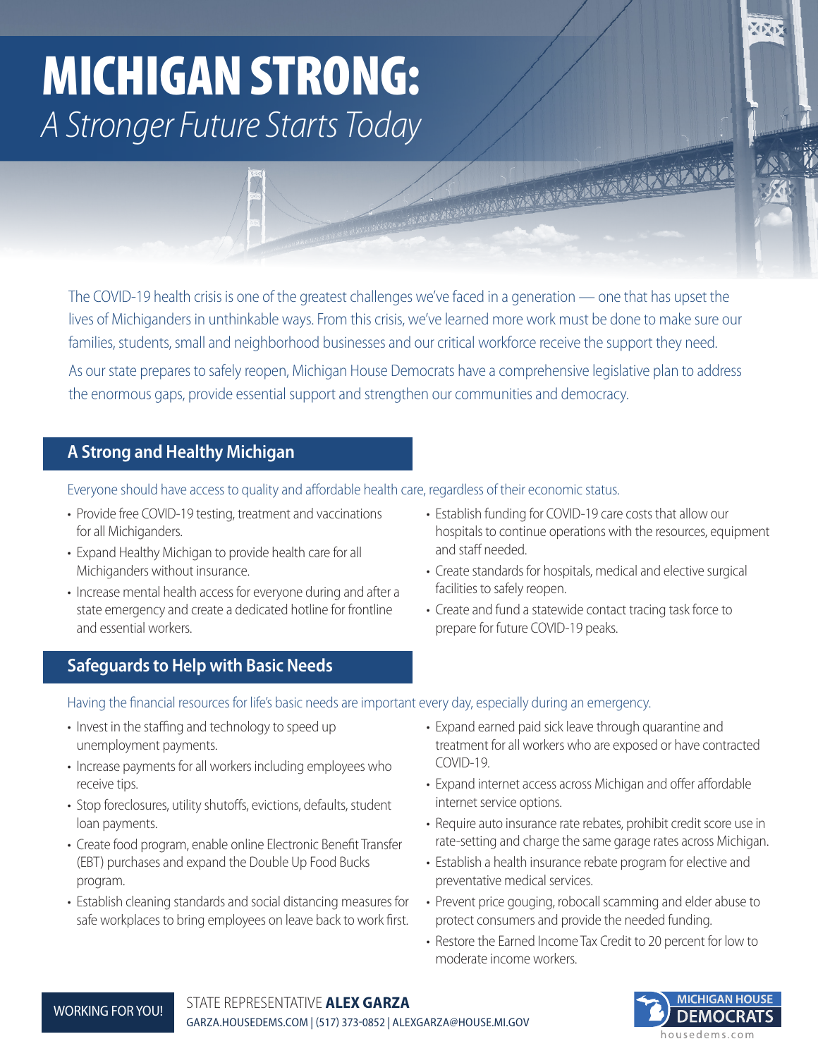# MICHIGAN STRONG:

*A Stronger Future Starts Today*

The COVID-19 health crisis is one of the greatest challenges we've faced in a generation — one that has upset the lives of Michiganders in unthinkable ways. From this crisis, we've learned more work must be done to make sure our families, students, small and neighborhood businesses and our critical workforce receive the support they need.

As our state prepares to safely reopen, Michigan House Democrats have a comprehensive legislative plan to address the enormous gaps, provide essential support and strengthen our communities and democracy.

## A Strong and Healthy Michigan

Everyone should have access to quality and affordable health care, regardless of their economic status.

- Provide free COVID-19 testing, treatment and vaccinations for all Michiganders.
- Expand Healthy Michigan to provide health care for all Michiganders without insurance.
- Increase mental health access for everyone during and after a state emergency and create a dedicated hotline for frontline and essential workers.
- Establish funding for COVID-19 care costs that allow our hospitals to continue operations with the resources, equipment and staff needed.
- Create standards for hospitals, medical and elective surgical facilities to safely reopen.
- Create and fund a statewide contact tracing task force to prepare for future COVID-19 peaks.

## Safeguards to Help with Basic Needs

Having the financial resources for life's basic needs are important every day, especially during an emergency.

- Invest in the staffing and technology to speed up unemployment payments.
- Increase payments for all workers including employees who receive tips.
- Stop foreclosures, utility shutoffs, evictions, defaults, student loan payments.
- Create food program, enable online Electronic Benefit Transfer (EBT) purchases and expand the Double Up Food Bucks program.
- Establish cleaning standards and social distancing measures for safe workplaces to bring employees on leave back to work first.
- Expand earned paid sick leave through quarantine and treatment for all workers who are exposed or have contracted COVID-19.
- Expand internet access across Michigan and offer affordable internet service options.
- Require auto insurance rate rebates, prohibit credit score use in rate-setting and charge the same garage rates across Michigan.
- Establish a health insurance rebate program for elective and preventative medical services.
- Prevent price gouging, robocall scamming and elder abuse to protect consumers and provide the needed funding.
- Restore the Earned Income Tax Credit to 20 percent for low to moderate income workers.

WORKING FOR YOU!

STATE REPRESENTATIVE **ALEX GARZA**
GARZA.HOUSEDEMS.COM | (517) 373-0852 | ALEXGARZA@HOUSE.MI.GOV

MICHIGAN HOUSE DEMOCRATS
housedems.com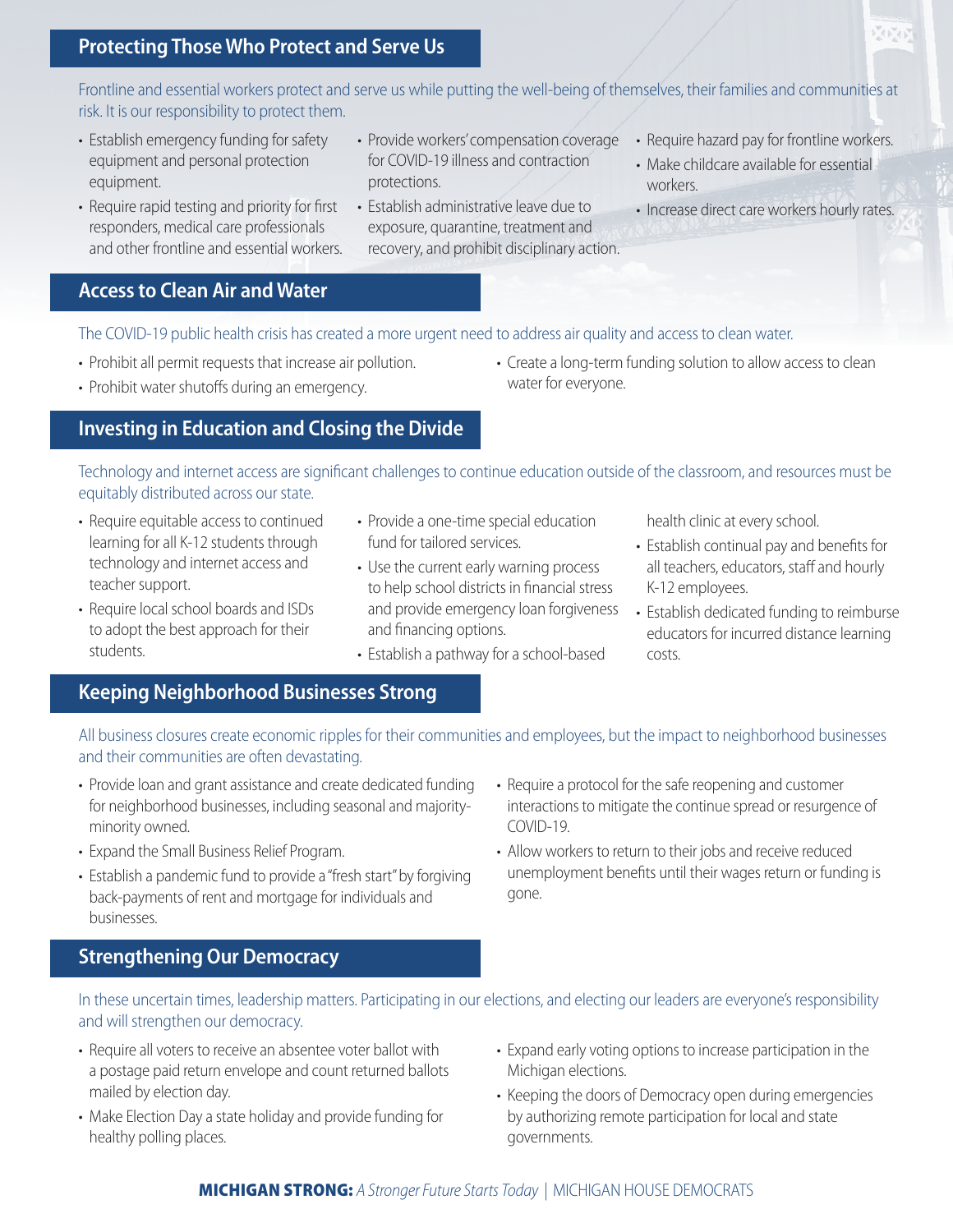## Protecting Those Who Protect and Serve Us

Frontline and essential workers protect and serve us while putting the well-being of themselves, their families and communities at risk. It is our responsibility to protect them.

- Establish emergency funding for safety equipment and personal protection equipment.
- Require rapid testing and priority for first responders, medical care professionals and other frontline and essential workers.
- Provide workers' compensation coverage for COVID-19 illness and contraction protections.
- Establish administrative leave due to exposure, quarantine, treatment and recovery, and prohibit disciplinary action.
- Require hazard pay for frontline workers.
- Make childcare available for essential workers.
- Increase direct care workers hourly rates.

## Access to Clean Air and Water

The COVID-19 public health crisis has created a more urgent need to address air quality and access to clean water.

- Prohibit all permit requests that increase air pollution.
- Prohibit water shutoffs during an emergency.
- Create a long-term funding solution to allow access to clean water for everyone.

## Investing in Education and Closing the Divide

Technology and internet access are significant challenges to continue education outside of the classroom, and resources must be equitably distributed across our state.

- Require equitable access to continued learning for all K-12 students through technology and internet access and teacher support.
- Require local school boards and ISDs to adopt the best approach for their students.
- Provide a one-time special education fund for tailored services.
- Use the current early warning process to help school districts in financial stress and provide emergency loan forgiveness and financing options.
- Establish a pathway for a school-based health clinic at every school.
- Establish continual pay and benefits for all teachers, educators, staff and hourly K-12 employees.
- Establish dedicated funding to reimburse educators for incurred distance learning costs.

## Keeping Neighborhood Businesses Strong

All business closures create economic ripples for their communities and employees, but the impact to neighborhood businesses and their communities are often devastating.

- Provide loan and grant assistance and create dedicated funding for neighborhood businesses, including seasonal and majority-minority owned.
- Expand the Small Business Relief Program.
- Establish a pandemic fund to provide a "fresh start" by forgiving back-payments of rent and mortgage for individuals and businesses.
- Require a protocol for the safe reopening and customer interactions to mitigate the continue spread or resurgence of COVID-19.
- Allow workers to return to their jobs and receive reduced unemployment benefits until their wages return or funding is gone.

## Strengthening Our Democracy

In these uncertain times, leadership matters. Participating in our elections, and electing our leaders are everyone's responsibility and will strengthen our democracy.

- Require all voters to receive an absentee voter ballot with a postage paid return envelope and count returned ballots mailed by election day.
- Make Election Day a state holiday and provide funding for healthy polling places.
- Expand early voting options to increase participation in the Michigan elections.
- Keeping the doors of Democracy open during emergencies by authorizing remote participation for local and state governments.

**MICHIGAN STRONG:** *A Stronger Future Starts Today* | MICHIGAN HOUSE DEMOCRATS